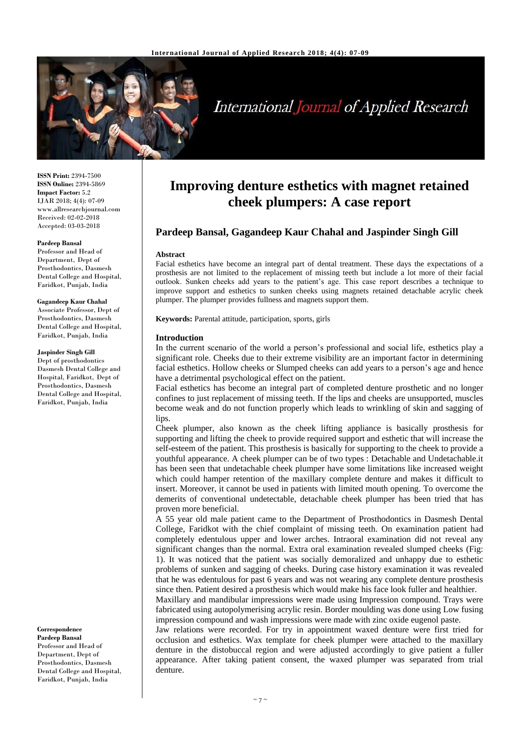**ISSN Print:** 2394-7500
**ISSN Online:** 2394-5869
**Impact Factor:** 5.2
IJAR 2018; 4(4): 07-09
www.allresearchjournal.com
Received: 02-02-2018
Accepted: 03-03-2018

**Pardeep Bansal**
Professor and Head of Department, Dept of Prosthodontics, Dasmesh Dental College and Hospital, Faridkot, Punjab, India

**Gagandeep Kaur Chahal**
Associate Professor, Dept of Prosthodontics, Dasmesh Dental College and Hospital, Faridkot, Punjab, India

**Jaspinder Singh Gill**
Dept of prosthodontics Dasmesh Dental College and Hospital, Faridkot, Dept of Prosthodontics, Dasmesh Dental College and Hospital, Faridkot, Punjab, India

**Correspondence**
**Pardeep Bansal**
Professor and Head of Department, Dept of Prosthodontics, Dasmesh Dental College and Hospital, Faridkot, Punjab, India

# Improving denture esthetics with magnet retained cheek plumpers: A case report

## Pardeep Bansal, Gagandeep Kaur Chahal and Jaspinder Singh Gill

### Abstract

Facial esthetics have become an integral part of dental treatment. These days the expectations of a prosthesis are not limited to the replacement of missing teeth but include a lot more of their facial outlook. Sunken cheeks add years to the patient's age. This case report describes a technique to improve support and esthetics to sunken cheeks using magnets retained detachable acrylic cheek plumper. The plumper provides fullness and magnets support them.

**Keywords:** Parental attitude, participation, sports, girls

### Introduction

In the current scenario of the world a person's professional and social life, esthetics play a significant role. Cheeks due to their extreme visibility are an important factor in determining facial esthetics. Hollow cheeks or Slumped cheeks can add years to a person's age and hence have a detrimental psychological effect on the patient.

Facial esthetics has become an integral part of completed denture prosthetic and no longer confines to just replacement of missing teeth. If the lips and cheeks are unsupported, muscles become weak and do not function properly which leads to wrinkling of skin and sagging of lips.

Cheek plumper, also known as the cheek lifting appliance is basically prosthesis for supporting and lifting the cheek to provide required support and esthetic that will increase the self-esteem of the patient. This prosthesis is basically for supporting to the cheek to provide a youthful appearance. A cheek plumper can be of two types : Detachable and Undetachable.it has been seen that undetachable cheek plumper have some limitations like increased weight which could hamper retention of the maxillary complete denture and makes it difficult to insert. Moreover, it cannot be used in patients with limited mouth opening. To overcome the demerits of conventional undetectable, detachable cheek plumper has been tried that has proven more beneficial.

A 55 year old male patient came to the Department of Prosthodontics in Dasmesh Dental College, Faridkot with the chief complaint of missing teeth. On examination patient had completely edentulous upper and lower arches. Intraoral examination did not reveal any significant changes than the normal. Extra oral examination revealed slumped cheeks (Fig: 1). It was noticed that the patient was socially demoralized and unhappy due to esthetic problems of sunken and sagging of cheeks. During case history examination it was revealed that he was edentulous for past 6 years and was not wearing any complete denture prosthesis since then. Patient desired a prosthesis which would make his face look fuller and healthier.

Maxillary and mandibular impressions were made using Impression compound. Trays were fabricated using autopolymerising acrylic resin. Border moulding was done using Low fusing impression compound and wash impressions were made with zinc oxide eugenol paste.

Jaw relations were recorded. For try in appointment waxed denture were first tried for occlusion and esthetics. Wax template for cheek plumper were attached to the maxillary denture in the distobuccal region and were adjusted accordingly to give patient a fuller appearance. After taking patient consent, the waxed plumper was separated from trial denture.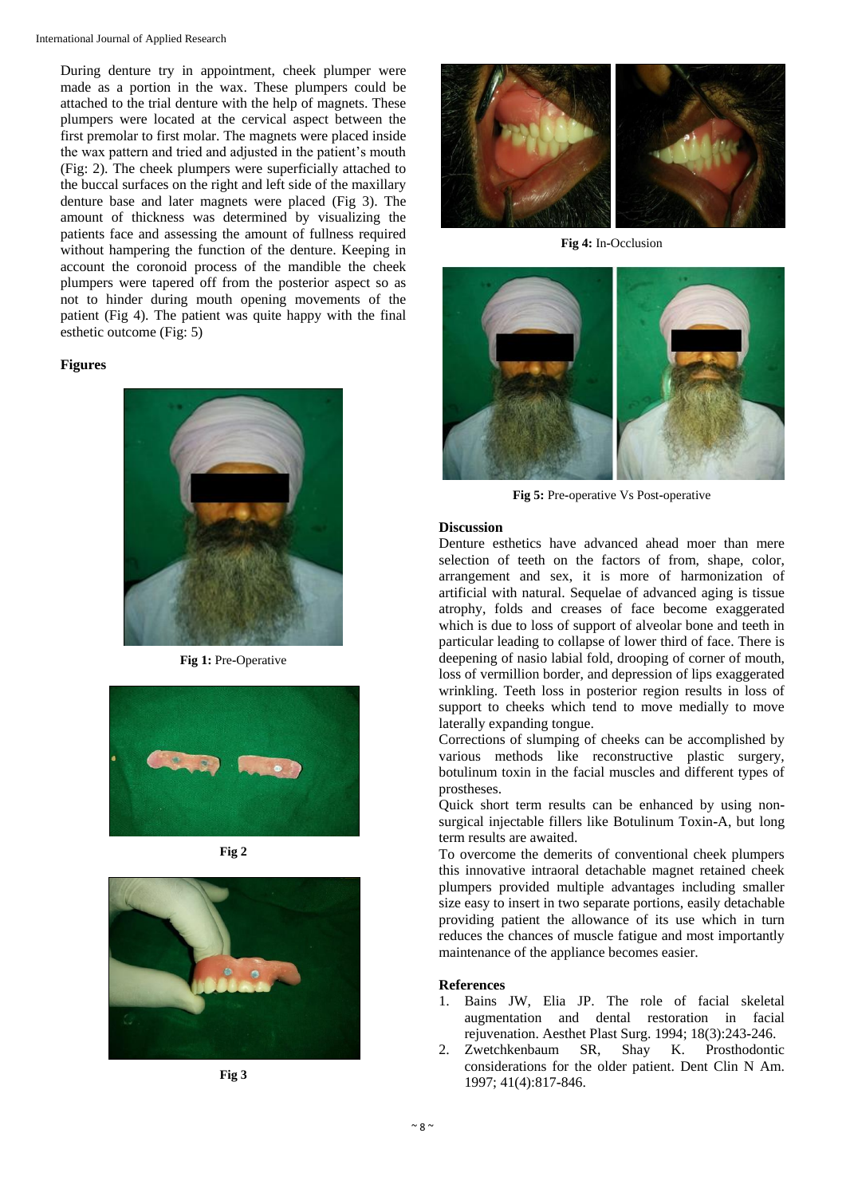During denture try in appointment, cheek plumper were made as a portion in the wax. These plumpers could be attached to the trial denture with the help of magnets. These plumpers were located at the cervical aspect between the first premolar to first molar. The magnets were placed inside the wax pattern and tried and adjusted in the patient's mouth (Fig: 2). The cheek plumpers were superficially attached to the buccal surfaces on the right and left side of the maxillary denture base and later magnets were placed (Fig 3). The amount of thickness was determined by visualizing the patients face and assessing the amount of fullness required without hampering the function of the denture. Keeping in account the coronoid process of the mandible the cheek plumpers were tapered off from the posterior aspect so as not to hinder during mouth opening movements of the patient (Fig 4). The patient was quite happy with the final esthetic outcome (Fig: 5)

**Figures**

**Fig 1:** Pre-Operative

**Fig 2**

**Fig 3**

**Fig 4:** In-Occlusion

**Fig 5:** Pre-operative Vs Post-operative

**Discussion**

Denture esthetics have advanced ahead moer than mere selection of teeth on the factors of from, shape, color, arrangement and sex, it is more of harmonization of artificial with natural. Sequelae of advanced aging is tissue atrophy, folds and creases of face become exaggerated which is due to loss of support of alveolar bone and teeth in particular leading to collapse of lower third of face. There is deepening of nasio labial fold, drooping of corner of mouth, loss of vermillion border, and depression of lips exaggerated wrinkling. Teeth loss in posterior region results in loss of support to cheeks which tend to move medially to move laterally expanding tongue.

Corrections of slumping of cheeks can be accomplished by various methods like reconstructive plastic surgery, botulinum toxin in the facial muscles and different types of prostheses.

Quick short term results can be enhanced by using non-surgical injectable fillers like Botulinum Toxin-A, but long term results are awaited.

To overcome the demerits of conventional cheek plumpers this innovative intraoral detachable magnet retained cheek plumpers provided multiple advantages including smaller size easy to insert in two separate portions, easily detachable providing patient the allowance of its use which in turn reduces the chances of muscle fatigue and most importantly maintenance of the appliance becomes easier.

**References**

1. Bains JW, Elia JP. The role of facial skeletal augmentation and dental restoration in facial rejuvenation. Aesthet Plast Surg. 1994; 18(3):243-246.
2. Zwetchkenbaum SR, Shay K. Prosthodontic considerations for the older patient. Dent Clin N Am. 1997; 41(4):817-846.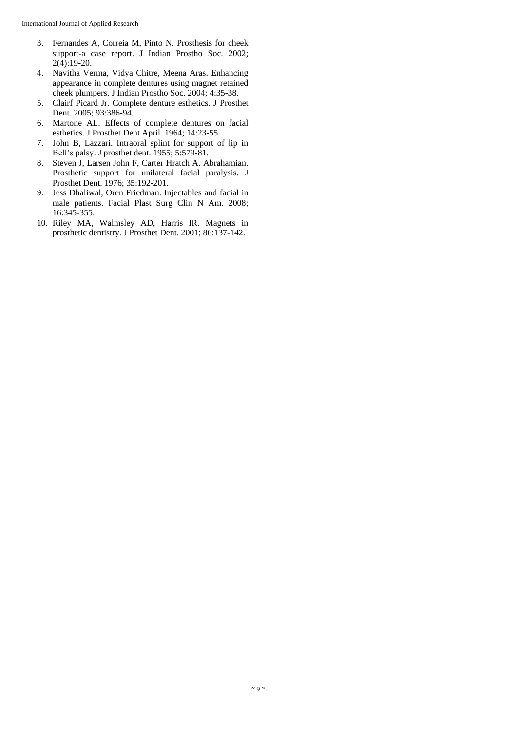3. Fernandes A, Correia M, Pinto N. Prosthesis for cheek support-a case report. J Indian Prostho Soc. 2002; 2(4):19-20.
4. Navitha Verma, Vidya Chitre, Meena Aras. Enhancing appearance in complete dentures using magnet retained cheek plumpers. J Indian Prostho Soc. 2004; 4:35-38.
5. Clairf Picard Jr. Complete denture esthetics. J Prosthet Dent. 2005; 93:386-94.
6. Martone AL. Effects of complete dentures on facial esthetics. J Prosthet Dent April. 1964; 14:23-55.
7. John B, Lazzari. Intraoral splint for support of lip in Bell's palsy. J prosthet dent. 1955; 5:579-81.
8. Steven J, Larsen John F, Carter Hratch A. Abrahamian. Prosthetic support for unilateral facial paralysis. J Prosthet Dent. 1976; 35:192-201.
9. Jess Dhaliwal, Oren Friedman. Injectables and facial in male patients. Facial Plast Surg Clin N Am. 2008; 16:345-355.
10. Riley MA, Walmsley AD, Harris IR. Magnets in prosthetic dentistry. J Prosthet Dent. 2001; 86:137-142.